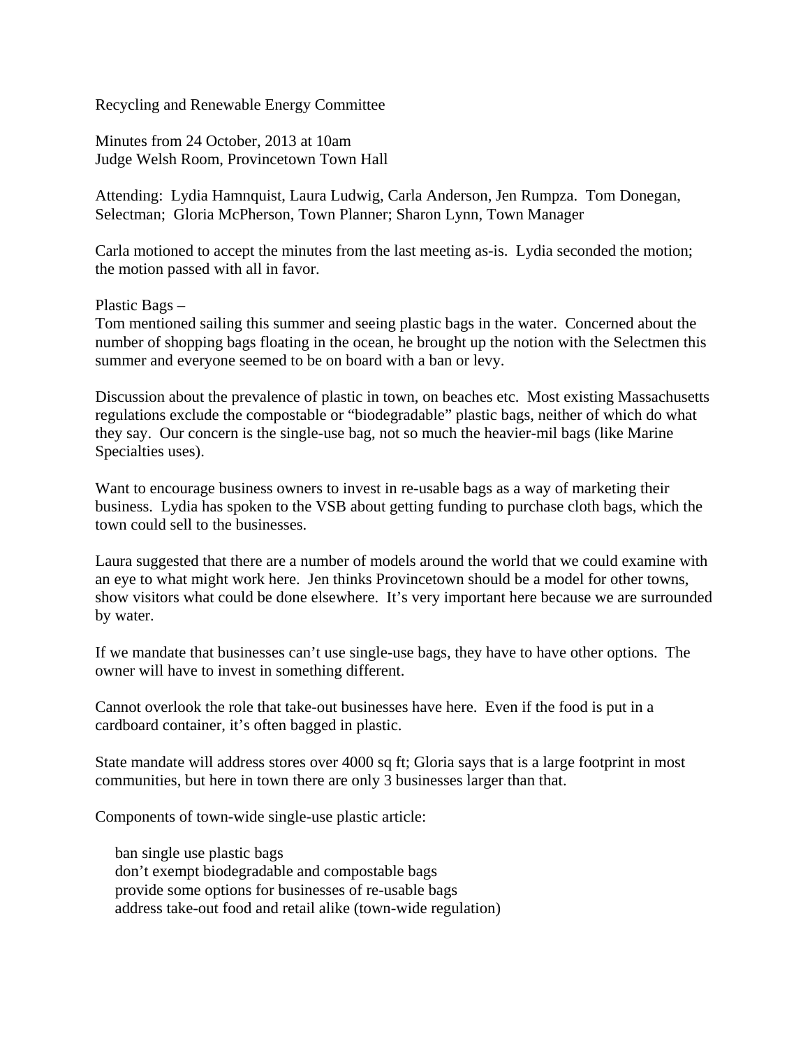Recycling and Renewable Energy Committee

Minutes from 24 October, 2013 at 10am
Judge Welsh Room, Provincetown Town Hall

Attending: Lydia Hamnquist, Laura Ludwig, Carla Anderson, Jen Rumpza. Tom Donegan, Selectman; Gloria McPherson, Town Planner; Sharon Lynn, Town Manager

Carla motioned to accept the minutes from the last meeting as-is. Lydia seconded the motion; the motion passed with all in favor.

Plastic Bags –
Tom mentioned sailing this summer and seeing plastic bags in the water. Concerned about the number of shopping bags floating in the ocean, he brought up the notion with the Selectmen this summer and everyone seemed to be on board with a ban or levy.

Discussion about the prevalence of plastic in town, on beaches etc. Most existing Massachusetts regulations exclude the compostable or "biodegradable" plastic bags, neither of which do what they say. Our concern is the single-use bag, not so much the heavier-mil bags (like Marine Specialties uses).

Want to encourage business owners to invest in re-usable bags as a way of marketing their business. Lydia has spoken to the VSB about getting funding to purchase cloth bags, which the town could sell to the businesses.

Laura suggested that there are a number of models around the world that we could examine with an eye to what might work here. Jen thinks Provincetown should be a model for other towns, show visitors what could be done elsewhere. It's very important here because we are surrounded by water.

If we mandate that businesses can't use single-use bags, they have to have other options. The owner will have to invest in something different.

Cannot overlook the role that take-out businesses have here. Even if the food is put in a cardboard container, it's often bagged in plastic.

State mandate will address stores over 4000 sq ft; Gloria says that is a large footprint in most communities, but here in town there are only 3 businesses larger than that.

Components of town-wide single-use plastic article:

- ban single use plastic bags
- don't exempt biodegradable and compostable bags
- provide some options for businesses of re-usable bags
- address take-out food and retail alike (town-wide regulation)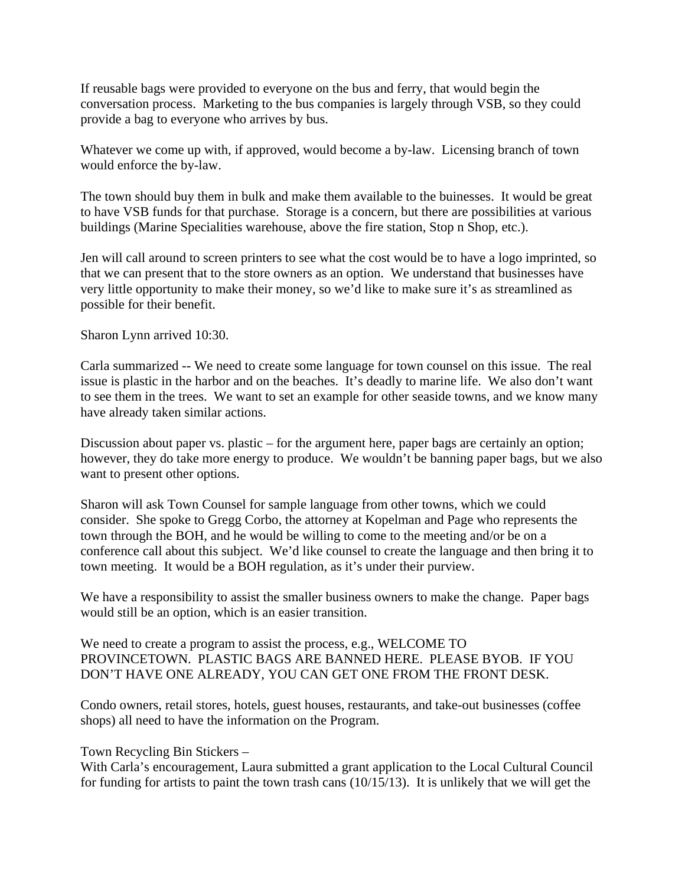If reusable bags were provided to everyone on the bus and ferry, that would begin the conversation process. Marketing to the bus companies is largely through VSB, so they could provide a bag to everyone who arrives by bus.

Whatever we come up with, if approved, would become a by-law. Licensing branch of town would enforce the by-law.

The town should buy them in bulk and make them available to the buinesses. It would be great to have VSB funds for that purchase. Storage is a concern, but there are possibilities at various buildings (Marine Specialities warehouse, above the fire station, Stop n Shop, etc.).

Jen will call around to screen printers to see what the cost would be to have a logo imprinted, so that we can present that to the store owners as an option. We understand that businesses have very little opportunity to make their money, so we'd like to make sure it's as streamlined as possible for their benefit.

Sharon Lynn arrived 10:30.

Carla summarized -- We need to create some language for town counsel on this issue. The real issue is plastic in the harbor and on the beaches. It's deadly to marine life. We also don't want to see them in the trees. We want to set an example for other seaside towns, and we know many have already taken similar actions.

Discussion about paper vs. plastic – for the argument here, paper bags are certainly an option; however, they do take more energy to produce. We wouldn't be banning paper bags, but we also want to present other options.

Sharon will ask Town Counsel for sample language from other towns, which we could consider. She spoke to Gregg Corbo, the attorney at Kopelman and Page who represents the town through the BOH, and he would be willing to come to the meeting and/or be on a conference call about this subject. We'd like counsel to create the language and then bring it to town meeting. It would be a BOH regulation, as it's under their purview.

We have a responsibility to assist the smaller business owners to make the change. Paper bags would still be an option, which is an easier transition.

We need to create a program to assist the process, e.g., WELCOME TO PROVINCETOWN. PLASTIC BAGS ARE BANNED HERE. PLEASE BYOB. IF YOU DON'T HAVE ONE ALREADY, YOU CAN GET ONE FROM THE FRONT DESK.

Condo owners, retail stores, hotels, guest houses, restaurants, and take-out businesses (coffee shops) all need to have the information on the Program.

Town Recycling Bin Stickers –
With Carla's encouragement, Laura submitted a grant application to the Local Cultural Council for funding for artists to paint the town trash cans (10/15/13). It is unlikely that we will get the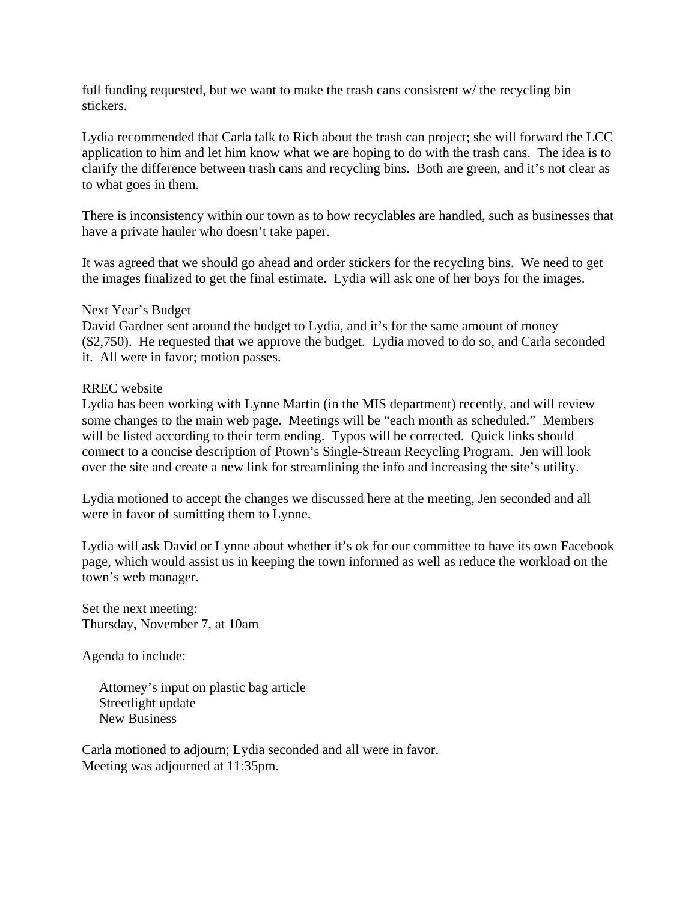full funding requested, but we want to make the trash cans consistent w/ the recycling bin stickers.

Lydia recommended that Carla talk to Rich about the trash can project; she will forward the LCC application to him and let him know what we are hoping to do with the trash cans. The idea is to clarify the difference between trash cans and recycling bins. Both are green, and it's not clear as to what goes in them.

There is inconsistency within our town as to how recyclables are handled, such as businesses that have a private hauler who doesn't take paper.

It was agreed that we should go ahead and order stickers for the recycling bins. We need to get the images finalized to get the final estimate. Lydia will ask one of her boys for the images.

Next Year's Budget
David Gardner sent around the budget to Lydia, and it's for the same amount of money ($2,750). He requested that we approve the budget. Lydia moved to do so, and Carla seconded it. All were in favor; motion passes.

RREC website
Lydia has been working with Lynne Martin (in the MIS department) recently, and will review some changes to the main web page. Meetings will be "each month as scheduled." Members will be listed according to their term ending. Typos will be corrected. Quick links should connect to a concise description of Ptown's Single-Stream Recycling Program. Jen will look over the site and create a new link for streamlining the info and increasing the site's utility.

Lydia motioned to accept the changes we discussed here at the meeting, Jen seconded and all were in favor of sumitting them to Lynne.

Lydia will ask David or Lynne about whether it's ok for our committee to have its own Facebook page, which would assist us in keeping the town informed as well as reduce the workload on the town's web manager.

Set the next meeting:
Thursday, November 7, at 10am

Agenda to include:

- Attorney's input on plastic bag article
- Streetlight update
- New Business

Carla motioned to adjourn; Lydia seconded and all were in favor.
Meeting was adjourned at 11:35pm.